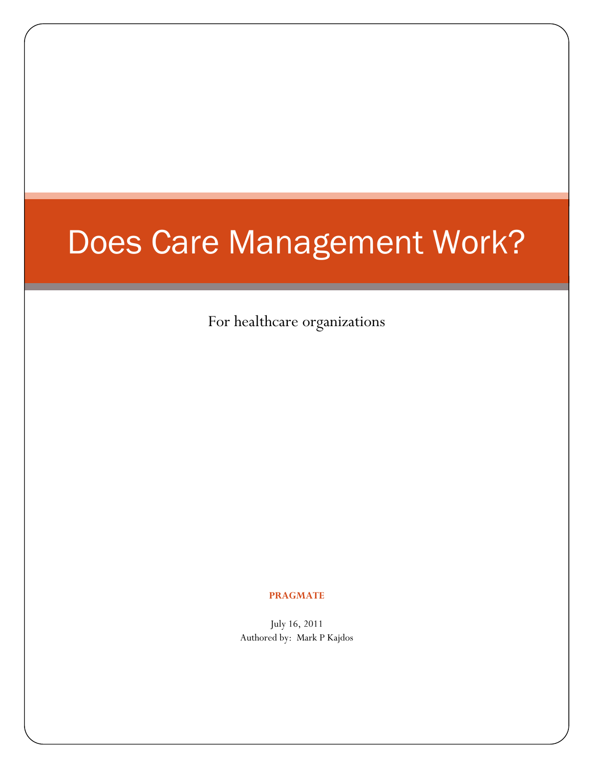# Does Care Management Work?

For healthcare organizations

**PRAGMATE**

July 16, 2011

Authored by: Mark P Kajdos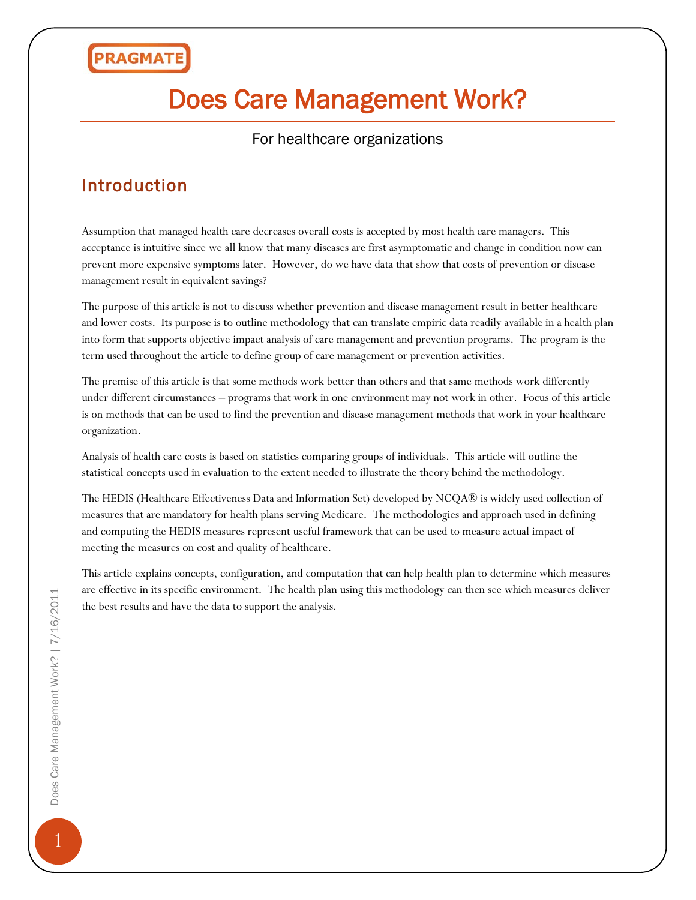PRAGMATE

# Does Care Management Work?

For healthcare organizations

## Introduction

Assumption that managed health care decreases overall costs is accepted by most health care managers. This acceptance is intuitive since we all know that many diseases are first asymptomatic and change in condition now can prevent more expensive symptoms later. However, do we have data that show that costs of prevention or disease management result in equivalent savings?

The purpose of this article is not to discuss whether prevention and disease management result in better healthcare and lower costs. Its purpose is to outline methodology that can translate empiric data readily available in a health plan into form that supports objective impact analysis of care management and prevention programs. The program is the term used throughout the article to define group of care management or prevention activities.

The premise of this article is that some methods work better than others and that same methods work differently under different circumstances – programs that work in one environment may not work in other. Focus of this article is on methods that can be used to find the prevention and disease management methods that work in your healthcare organization.

Analysis of health care costs is based on statistics comparing groups of individuals. This article will outline the statistical concepts used in evaluation to the extent needed to illustrate the theory behind the methodology.

The HEDIS (Healthcare Effectiveness Data and Information Set) developed by NCQA® is widely used collection of measures that are mandatory for health plans serving Medicare. The methodologies and approach used in defining and computing the HEDIS measures represent useful framework that can be used to measure actual impact of meeting the measures on cost and quality of healthcare.

This article explains concepts, configuration, and computation that can help health plan to determine which measures are effective in its specific environment. The health plan using this methodology can then see which measures deliver the best results and have the data to support the analysis.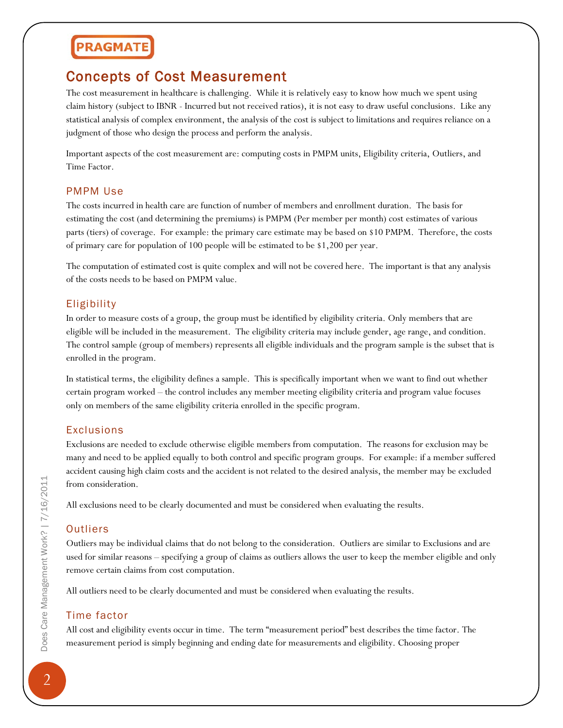## Concepts of Cost Measurement

The cost measurement in healthcare is challenging. While it is relatively easy to know how much we spent using claim history (subject to IBNR - Incurred but not received ratios), it is not easy to draw useful conclusions. Like any statistical analysis of complex environment, the analysis of the cost is subject to limitations and requires reliance on a judgment of those who design the process and perform the analysis.

Important aspects of the cost measurement are: computing costs in PMPM units, Eligibility criteria, Outliers, and Time Factor.

### PMPM Use

The costs incurred in health care are function of number of members and enrollment duration. The basis for estimating the cost (and determining the premiums) is PMPM (Per member per month) cost estimates of various parts (tiers) of coverage. For example: the primary care estimate may be based on $10 PMPM. Therefore, the costs of primary care for population of 100 people will be estimated to be $1,200 per year.

The computation of estimated cost is quite complex and will not be covered here. The important is that any analysis of the costs needs to be based on PMPM value.

### Eligibility

In order to measure costs of a group, the group must be identified by eligibility criteria. Only members that are eligible will be included in the measurement. The eligibility criteria may include gender, age range, and condition. The control sample (group of members) represents all eligible individuals and the program sample is the subset that is enrolled in the program.

In statistical terms, the eligibility defines a sample. This is specifically important when we want to find out whether certain program worked – the control includes any member meeting eligibility criteria and program value focuses only on members of the same eligibility criteria enrolled in the specific program.

### Exclusions

Exclusions are needed to exclude otherwise eligible members from computation. The reasons for exclusion may be many and need to be applied equally to both control and specific program groups. For example: if a member suffered accident causing high claim costs and the accident is not related to the desired analysis, the member may be excluded from consideration.

All exclusions need to be clearly documented and must be considered when evaluating the results.

### Outliers

Outliers may be individual claims that do not belong to the consideration. Outliers are similar to Exclusions and are used for similar reasons – specifying a group of claims as outliers allows the user to keep the member eligible and only remove certain claims from cost computation.

All outliers need to be clearly documented and must be considered when evaluating the results.

### Time factor

All cost and eligibility events occur in time. The term "measurement period" best describes the time factor. The measurement period is simply beginning and ending date for measurements and eligibility. Choosing proper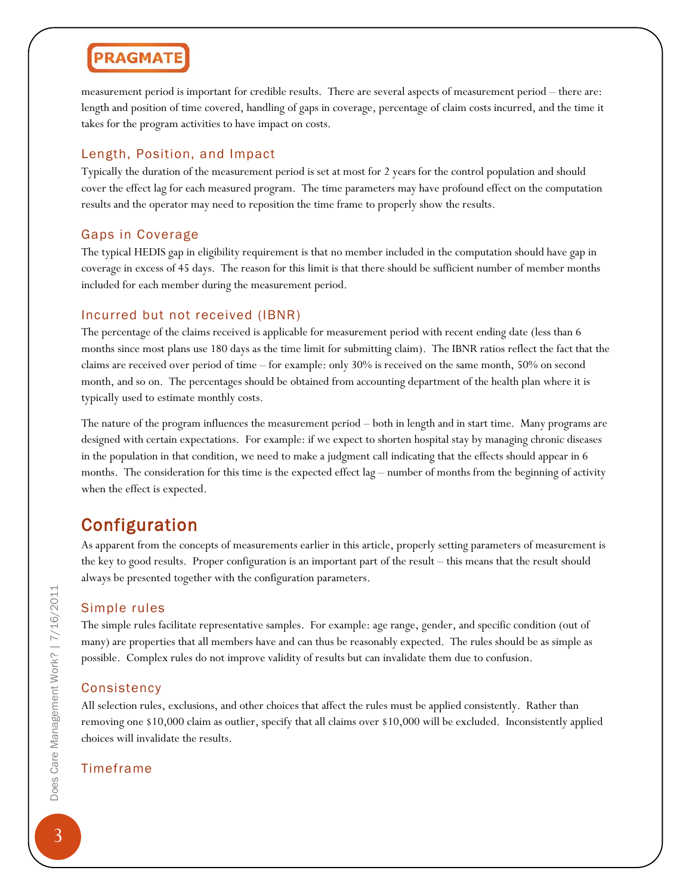measurement period is important for credible results. There are several aspects of measurement period – there are: length and position of time covered, handling of gaps in coverage, percentage of claim costs incurred, and the time it takes for the program activities to have impact on costs.

### Length, Position, and Impact

Typically the duration of the measurement period is set at most for 2 years for the control population and should cover the effect lag for each measured program. The time parameters may have profound effect on the computation results and the operator may need to reposition the time frame to properly show the results.

### Gaps in Coverage

The typical HEDIS gap in eligibility requirement is that no member included in the computation should have gap in coverage in excess of 45 days. The reason for this limit is that there should be sufficient number of member months included for each member during the measurement period.

### Incurred but not received (IBNR)

The percentage of the claims received is applicable for measurement period with recent ending date (less than 6 months since most plans use 180 days as the time limit for submitting claim). The IBNR ratios reflect the fact that the claims are received over period of time – for example: only 30% is received on the same month, 50% on second month, and so on. The percentages should be obtained from accounting department of the health plan where it is typically used to estimate monthly costs.

The nature of the program influences the measurement period – both in length and in start time. Many programs are designed with certain expectations. For example: if we expect to shorten hospital stay by managing chronic diseases in the population in that condition, we need to make a judgment call indicating that the effects should appear in 6 months. The consideration for this time is the expected effect lag – number of months from the beginning of activity when the effect is expected.

## Configuration

As apparent from the concepts of measurements earlier in this article, properly setting parameters of measurement is the key to good results. Proper configuration is an important part of the result – this means that the result should always be presented together with the configuration parameters.

### Simple rules

The simple rules facilitate representative samples. For example: age range, gender, and specific condition (out of many) are properties that all members have and can thus be reasonably expected. The rules should be as simple as possible. Complex rules do not improve validity of results but can invalidate them due to confusion.

### Consistency

All selection rules, exclusions, and other choices that affect the rules must be applied consistently. Rather than removing one $10,000 claim as outlier, specify that all claims over $10,000 will be excluded. Inconsistently applied choices will invalidate the results.

### Timeframe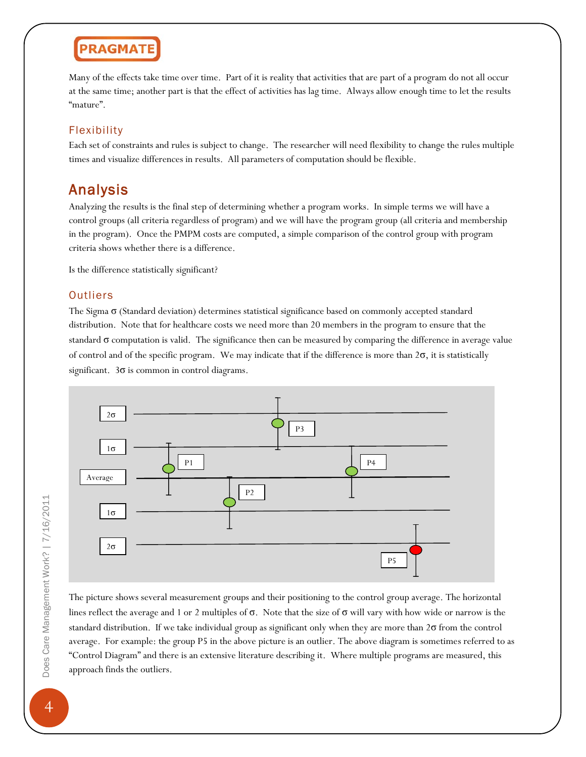Many of the effects take time over time. Part of it is reality that activities that are part of a program do not all occur at the same time; another part is that the effect of activities has lag time. Always allow enough time to let the results "mature".

### Flexibility

Each set of constraints and rules is subject to change. The researcher will need flexibility to change the rules multiple times and visualize differences in results. All parameters of computation should be flexible.

## Analysis

Analyzing the results is the final step of determining whether a program works. In simple terms we will have a control groups (all criteria regardless of program) and we will have the program group (all criteria and membership in the program). Once the PMPM costs are computed, a simple comparison of the control group with program criteria shows whether there is a difference.

Is the difference statistically significant?

### Outliers

The Sigma σ (Standard deviation) determines statistical significance based on commonly accepted standard distribution. Note that for healthcare costs we need more than 20 members in the program to ensure that the standard σ computation is valid. The significance then can be measured by comparing the difference in average value of control and of the specific program. We may indicate that if the difference is more than 2σ, it is statistically significant. 3σ is common in control diagrams.

2σ
1σ
Average
1σ
2σ
P1
P2
P3
P4
P5

The picture shows several measurement groups and their positioning to the control group average. The horizontal lines reflect the average and 1 or 2 multiples of σ. Note that the size of σ will vary with how wide or narrow is the standard distribution. If we take individual group as significant only when they are more than 2σ from the control average. For example: the group P5 in the above picture is an outlier. The above diagram is sometimes referred to as "Control Diagram" and there is an extensive literature describing it. Where multiple programs are measured, this approach finds the outliers.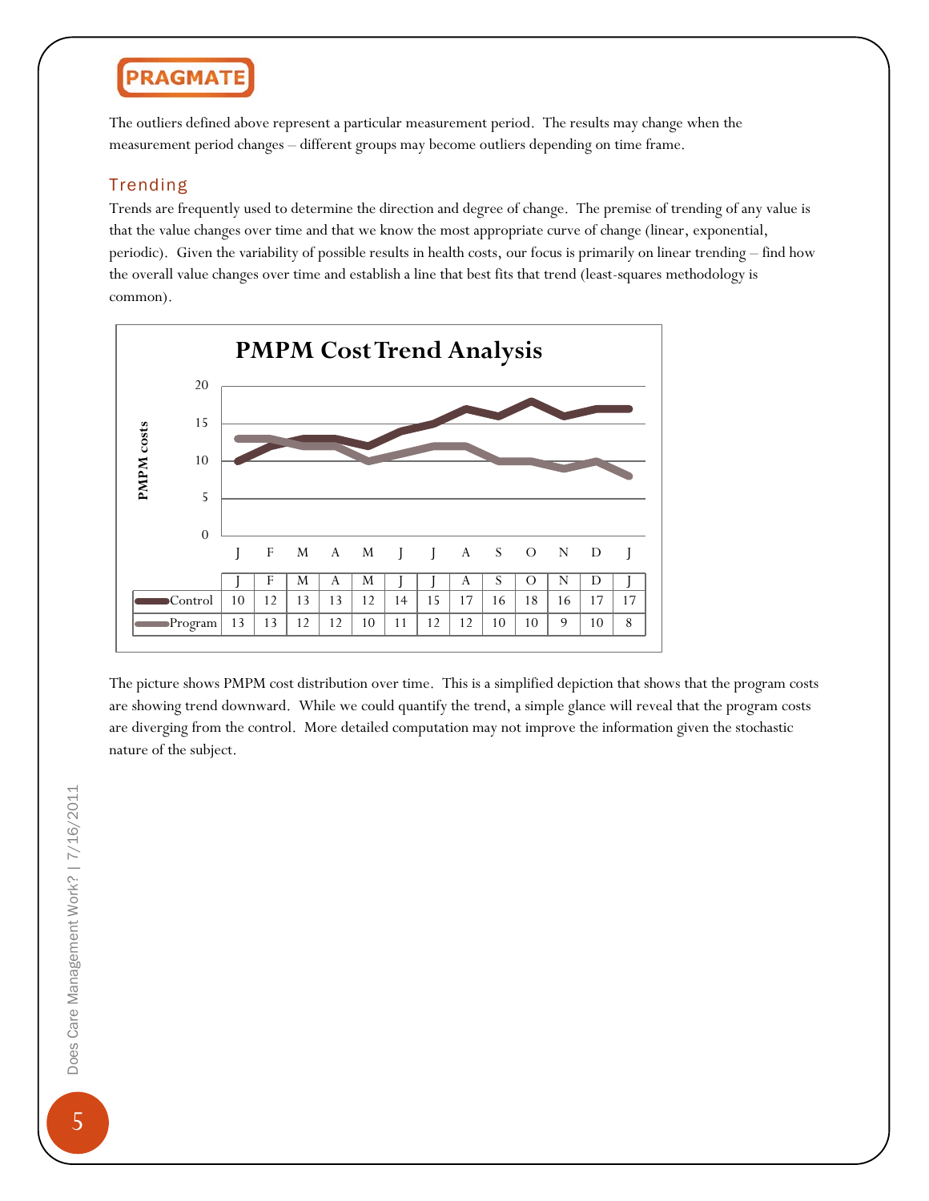The outliers defined above represent a particular measurement period. The results may change when the measurement period changes – different groups may become outliers depending on time frame.

## Trending

Trends are frequently used to determine the direction and degree of change. The premise of trending of any value is that the value changes over time and that we know the most appropriate curve of change (linear, exponential, periodic). Given the variability of possible results in health costs, our focus is primarily on linear trending – find how the overall value changes over time and establish a line that best fits that trend (least-squares methodology is common).

PMPM Cost Trend Analysis

PMPM costs

20
15
10
5
0

J F M A M J J A S O N D J

J F M A M J J A S O N D J

Control 10 12 13 13 12 14 15 17 16 18 16 17 17

Program 13 13 12 12 10 11 12 12 10 10 9 10 8

The picture shows PMPM cost distribution over time. This is a simplified depiction that shows that the program costs are showing trend downward. While we could quantify the trend, a simple glance will reveal that the program costs are diverging from the control. More detailed computation may not improve the information given the stochastic nature of the subject.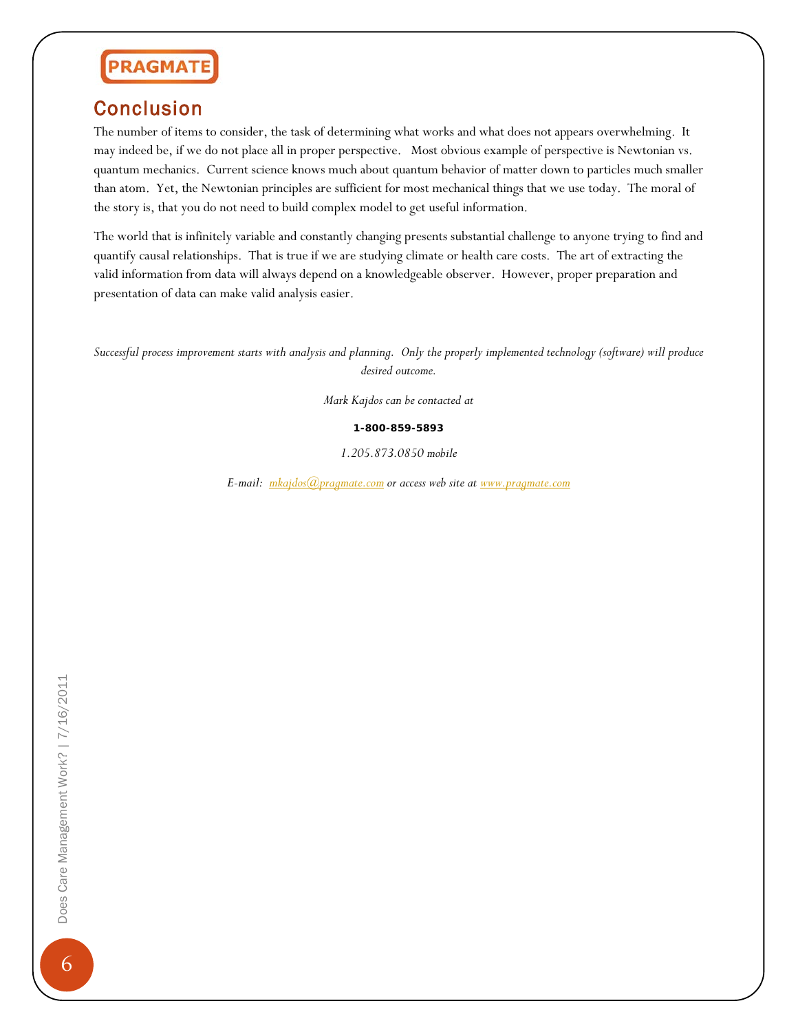PRAGMATE

## Conclusion

The number of items to consider, the task of determining what works and what does not appears overwhelming. It may indeed be, if we do not place all in proper perspective. Most obvious example of perspective is Newtonian vs. quantum mechanics. Current science knows much about quantum behavior of matter down to particles much smaller than atom. Yet, the Newtonian principles are sufficient for most mechanical things that we use today. The moral of the story is, that you do not need to build complex model to get useful information.

The world that is infinitely variable and constantly changing presents substantial challenge to anyone trying to find and quantify causal relationships. That is true if we are studying climate or health care costs. The art of extracting the valid information from data will always depend on a knowledgeable observer. However, proper preparation and presentation of data can make valid analysis easier.

*Successful process improvement starts with analysis and planning. Only the properly implemented technology (software) will produce desired outcome.*

*Mark Kajdos can be contacted at*

**1-800-859-5893**

*1.205.873.0850 mobile*

*E-mail: mkajdos@pragmate.com or access web site at www.pragmate.com*